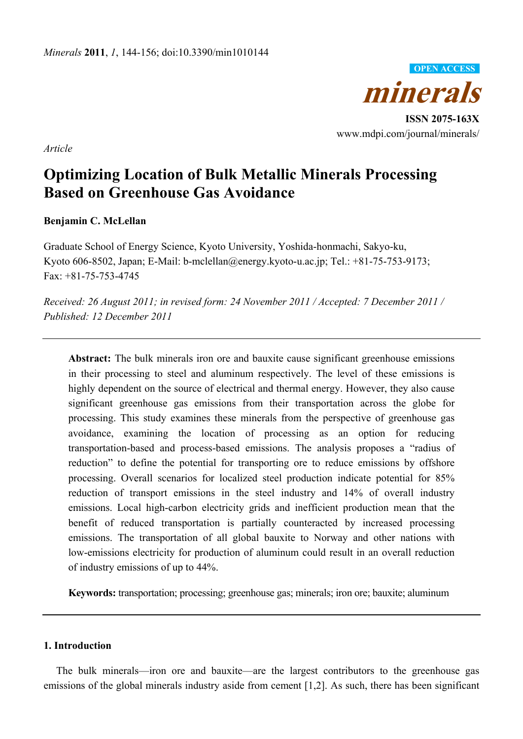*Article*

# Optimizing Location of Bulk Metallic Minerals Processing Based on Greenhouse Gas Avoidance

**Benjamin C. McLellan**

Graduate School of Energy Science, Kyoto University, Yoshida-honmachi, Sakyo-ku, Kyoto 606-8502, Japan; E-Mail: b-mclellan@energy.kyoto-u.ac.jp; Tel.: +81-75-753-9173; Fax: +81-75-753-4745

*Received: 26 August 2011; in revised form: 24 November 2011 / Accepted: 7 December 2011 / Published: 12 December 2011*

---

**Abstract:** The bulk minerals iron ore and bauxite cause significant greenhouse emissions in their processing to steel and aluminum respectively. The level of these emissions is highly dependent on the source of electrical and thermal energy. However, they also cause significant greenhouse gas emissions from their transportation across the globe for processing. This study examines these minerals from the perspective of greenhouse gas avoidance, examining the location of processing as an option for reducing transportation-based and process-based emissions. The analysis proposes a "radius of reduction" to define the potential for transporting ore to reduce emissions by offshore processing. Overall scenarios for localized steel production indicate potential for 85% reduction of transport emissions in the steel industry and 14% of overall industry emissions. Local high-carbon electricity grids and inefficient production mean that the benefit of reduced transportation is partially counteracted by increased processing emissions. The transportation of all global bauxite to Norway and other nations with low-emissions electricity for production of aluminum could result in an overall reduction of industry emissions of up to 44%.

**Keywords:** transportation; processing; greenhouse gas; minerals; iron ore; bauxite; aluminum

---

## 1. Introduction

The bulk minerals—iron ore and bauxite—are the largest contributors to the greenhouse gas emissions of the global minerals industry aside from cement [1,2]. As such, there has been significant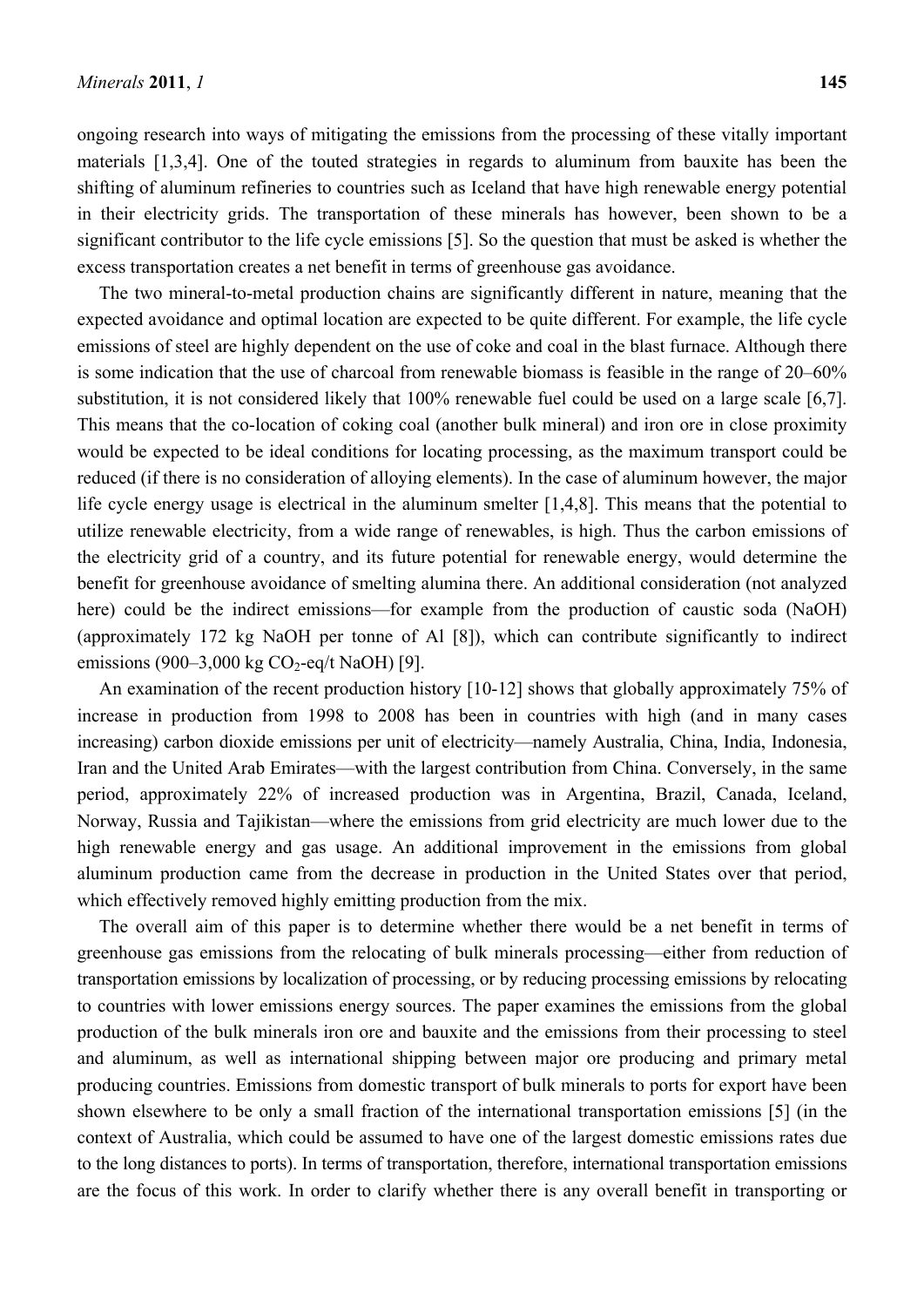ongoing research into ways of mitigating the emissions from the processing of these vitally important materials [1,3,4]. One of the touted strategies in regards to aluminum from bauxite has been the shifting of aluminum refineries to countries such as Iceland that have high renewable energy potential in their electricity grids. The transportation of these minerals has however, been shown to be a significant contributor to the life cycle emissions [5]. So the question that must be asked is whether the excess transportation creates a net benefit in terms of greenhouse gas avoidance.

The two mineral-to-metal production chains are significantly different in nature, meaning that the expected avoidance and optimal location are expected to be quite different. For example, the life cycle emissions of steel are highly dependent on the use of coke and coal in the blast furnace. Although there is some indication that the use of charcoal from renewable biomass is feasible in the range of 20–60% substitution, it is not considered likely that 100% renewable fuel could be used on a large scale [6,7]. This means that the co-location of coking coal (another bulk mineral) and iron ore in close proximity would be expected to be ideal conditions for locating processing, as the maximum transport could be reduced (if there is no consideration of alloying elements). In the case of aluminum however, the major life cycle energy usage is electrical in the aluminum smelter [1,4,8]. This means that the potential to utilize renewable electricity, from a wide range of renewables, is high. Thus the carbon emissions of the electricity grid of a country, and its future potential for renewable energy, would determine the benefit for greenhouse avoidance of smelting alumina there. An additional consideration (not analyzed here) could be the indirect emissions—for example from the production of caustic soda (NaOH) (approximately 172 kg NaOH per tonne of Al [8]), which can contribute significantly to indirect emissions (900–3,000 kg $CO_2$-eq/t NaOH) [9].

An examination of the recent production history [10-12] shows that globally approximately 75% of increase in production from 1998 to 2008 has been in countries with high (and in many cases increasing) carbon dioxide emissions per unit of electricity—namely Australia, China, India, Indonesia, Iran and the United Arab Emirates—with the largest contribution from China. Conversely, in the same period, approximately 22% of increased production was in Argentina, Brazil, Canada, Iceland, Norway, Russia and Tajikistan—where the emissions from grid electricity are much lower due to the high renewable energy and gas usage. An additional improvement in the emissions from global aluminum production came from the decrease in production in the United States over that period, which effectively removed highly emitting production from the mix.

The overall aim of this paper is to determine whether there would be a net benefit in terms of greenhouse gas emissions from the relocating of bulk minerals processing—either from reduction of transportation emissions by localization of processing, or by reducing processing emissions by relocating to countries with lower emissions energy sources. The paper examines the emissions from the global production of the bulk minerals iron ore and bauxite and the emissions from their processing to steel and aluminum, as well as international shipping between major ore producing and primary metal producing countries. Emissions from domestic transport of bulk minerals to ports for export have been shown elsewhere to be only a small fraction of the international transportation emissions [5] (in the context of Australia, which could be assumed to have one of the largest domestic emissions rates due to the long distances to ports). In terms of transportation, therefore, international transportation emissions are the focus of this work. In order to clarify whether there is any overall benefit in transporting or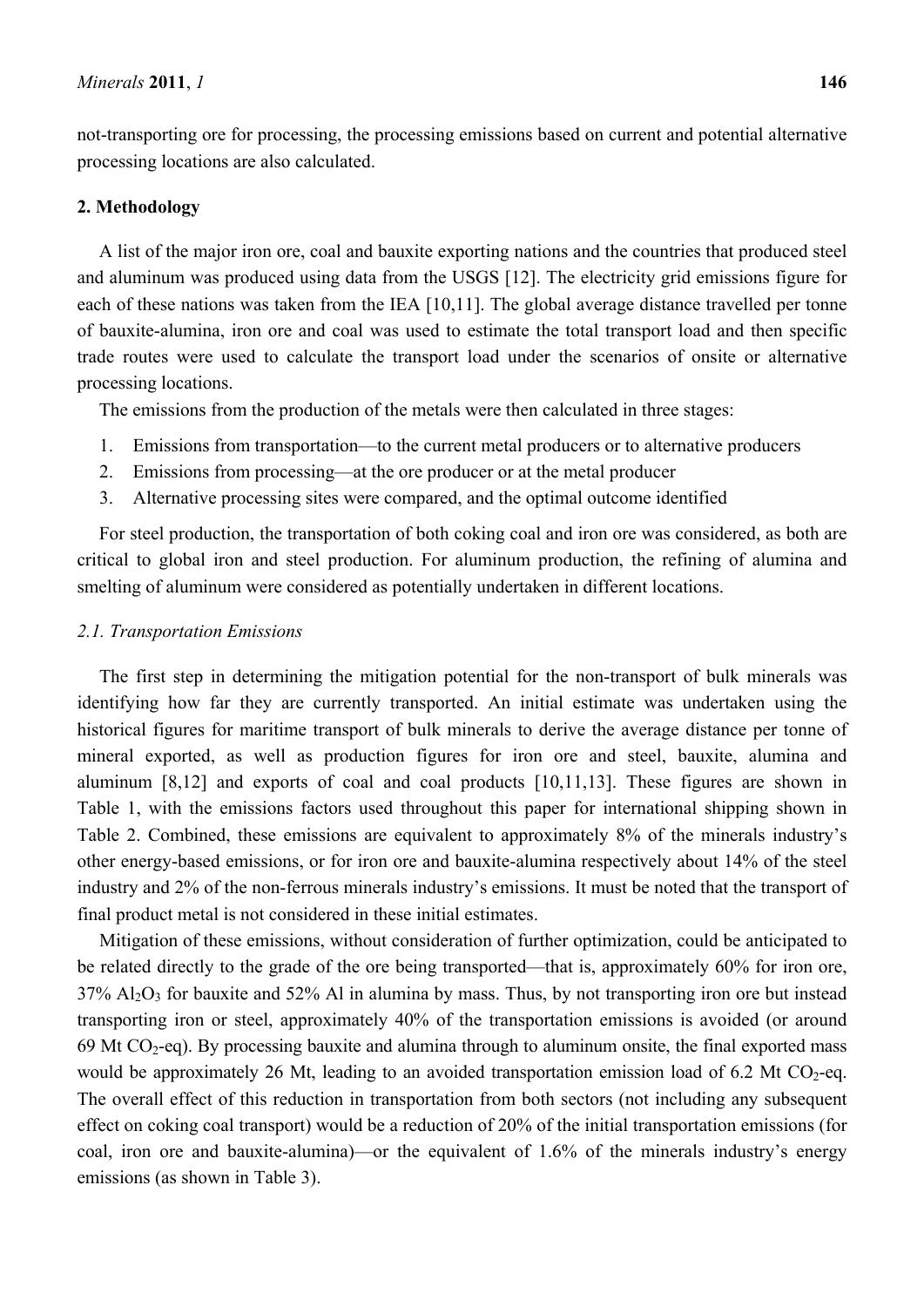not-transporting ore for processing, the processing emissions based on current and potential alternative processing locations are also calculated.

## 2. Methodology

A list of the major iron ore, coal and bauxite exporting nations and the countries that produced steel and aluminum was produced using data from the USGS [12]. The electricity grid emissions figure for each of these nations was taken from the IEA [10,11]. The global average distance travelled per tonne of bauxite-alumina, iron ore and coal was used to estimate the total transport load and then specific trade routes were used to calculate the transport load under the scenarios of onsite or alternative processing locations.

The emissions from the production of the metals were then calculated in three stages:

1. Emissions from transportation—to the current metal producers or to alternative producers
2. Emissions from processing—at the ore producer or at the metal producer
3. Alternative processing sites were compared, and the optimal outcome identified

For steel production, the transportation of both coking coal and iron ore was considered, as both are critical to global iron and steel production. For aluminum production, the refining of alumina and smelting of aluminum were considered as potentially undertaken in different locations.

### *2.1. Transportation Emissions*

The first step in determining the mitigation potential for the non-transport of bulk minerals was identifying how far they are currently transported. An initial estimate was undertaken using the historical figures for maritime transport of bulk minerals to derive the average distance per tonne of mineral exported, as well as production figures for iron ore and steel, bauxite, alumina and aluminum [8,12] and exports of coal and coal products [10,11,13]. These figures are shown in Table 1, with the emissions factors used throughout this paper for international shipping shown in Table 2. Combined, these emissions are equivalent to approximately 8% of the minerals industry's other energy-based emissions, or for iron ore and bauxite-alumina respectively about 14% of the steel industry and 2% of the non-ferrous minerals industry's emissions. It must be noted that the transport of final product metal is not considered in these initial estimates.

Mitigation of these emissions, without consideration of further optimization, could be anticipated to be related directly to the grade of the ore being transported—that is, approximately 60% for iron ore, 37% $Al_2O_3$ for bauxite and 52% Al in alumina by mass. Thus, by not transporting iron ore but instead transporting iron or steel, approximately 40% of the transportation emissions is avoided (or around 69 Mt $CO_2$-eq). By processing bauxite and alumina through to aluminum onsite, the final exported mass would be approximately 26 Mt, leading to an avoided transportation emission load of 6.2 Mt $CO_2$-eq. The overall effect of this reduction in transportation from both sectors (not including any subsequent effect on coking coal transport) would be a reduction of 20% of the initial transportation emissions (for coal, iron ore and bauxite-alumina)—or the equivalent of 1.6% of the minerals industry's energy emissions (as shown in Table 3).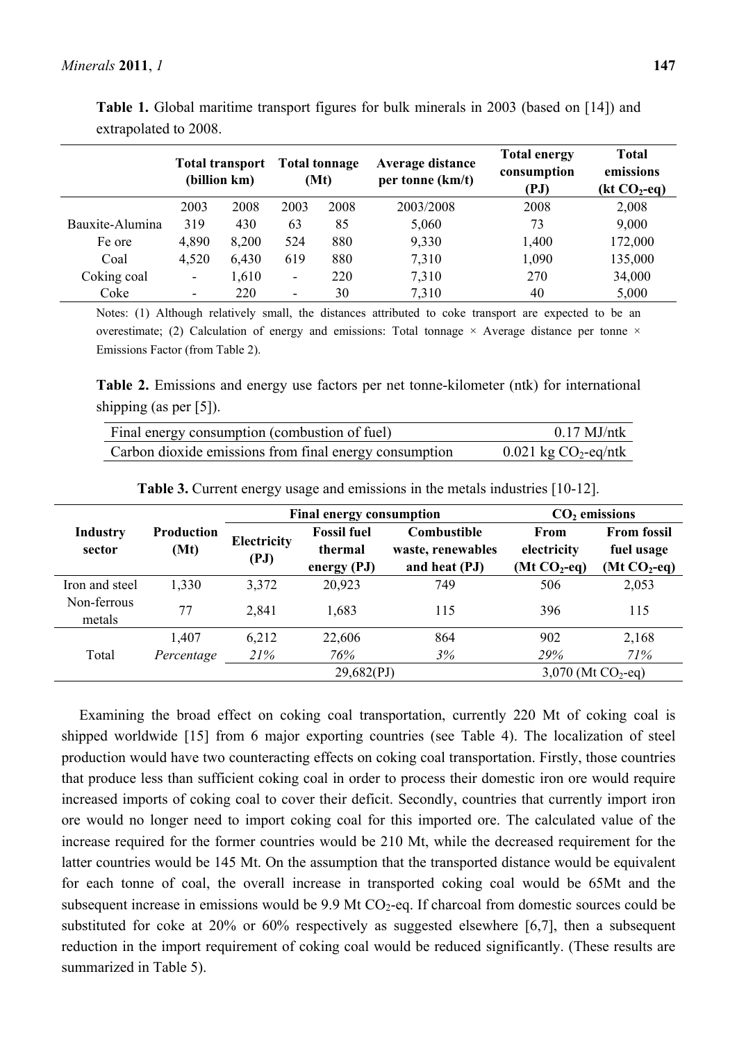**Table 1.** Global maritime transport figures for bulk minerals in 2003 (based on [14]) and extrapolated to 2008.

| | Total transport (billion km) | | Total tonnage (Mt) | | Average distance per tonne (km/t) | Total energy consumption (PJ) | Total emissions (kt $CO_2$-eq) |
|---|---|---|---|---|---|---|---|
| | 2003 | 2008 | 2003 | 2008 | 2003/2008 | 2008 | 2,008 |
| Bauxite-Alumina | 319 | 430 | 63 | 85 | 5,060 | 73 | 9,000 |
| Fe ore | 4,890 | 8,200 | 524 | 880 | 9,330 | 1,400 | 172,000 |
| Coal | 4,520 | 6,430 | 619 | 880 | 7,310 | 1,090 | 135,000 |
| Coking coal | - | 1,610 | - | 220 | 7,310 | 270 | 34,000 |
| Coke | - | 220 | - | 30 | 7,310 | 40 | 5,000 |

Notes: (1) Although relatively small, the distances attributed to coke transport are expected to be an overestimate; (2) Calculation of energy and emissions: Total tonnage × Average distance per tonne × Emissions Factor (from Table 2).

**Table 2.** Emissions and energy use factors per net tonne-kilometer (ntk) for international shipping (as per [5]).

| | |
|---|---|
| Final energy consumption (combustion of fuel) | 0.17 MJ/ntk |
| Carbon dioxide emissions from final energy consumption | 0.021 kg $CO_2$-eq/ntk |

**Table 3.** Current energy usage and emissions in the metals industries [10-12].

| Industry sector | Production (Mt) | Final energy consumption | | | $CO_2$ emissions | |
|---|---|---|---|---|---|---|
| | | Electricity (PJ) | Fossil fuel thermal energy (PJ) | Combustible waste, renewables and heat (PJ) | From electricity (Mt $CO_2$-eq) | From fossil fuel usage (Mt $CO_2$-eq) |
| Iron and steel | 1,330 | 3,372 | 20,923 | 749 | 506 | 2,053 |
| Non-ferrous metals | 77 | 2,841 | 1,683 | 115 | 396 | 115 |
| Total | 1,407 | 6,212 | 22,606 | 864 | 902 | 2,168 |
| | *Percentage* | *21%* | *76%* | *3%* | *29%* | *71%* |
| | | 29,682(PJ) | | | 3,070 (Mt $CO_2$-eq) | |

Examining the broad effect on coking coal transportation, currently 220 Mt of coking coal is shipped worldwide [15] from 6 major exporting countries (see Table 4). The localization of steel production would have two counteracting effects on coking coal transportation. Firstly, those countries that produce less than sufficient coking coal in order to process their domestic iron ore would require increased imports of coking coal to cover their deficit. Secondly, countries that currently import iron ore would no longer need to import coking coal for this imported ore. The calculated value of the increase required for the former countries would be 210 Mt, while the decreased requirement for the latter countries would be 145 Mt. On the assumption that the transported distance would be equivalent for each tonne of coal, the overall increase in transported coking coal would be 65Mt and the subsequent increase in emissions would be 9.9 Mt $CO_2$-eq. If charcoal from domestic sources could be substituted for coke at 20% or 60% respectively as suggested elsewhere [6,7], then a subsequent reduction in the import requirement of coking coal would be reduced significantly. (These results are summarized in Table 5).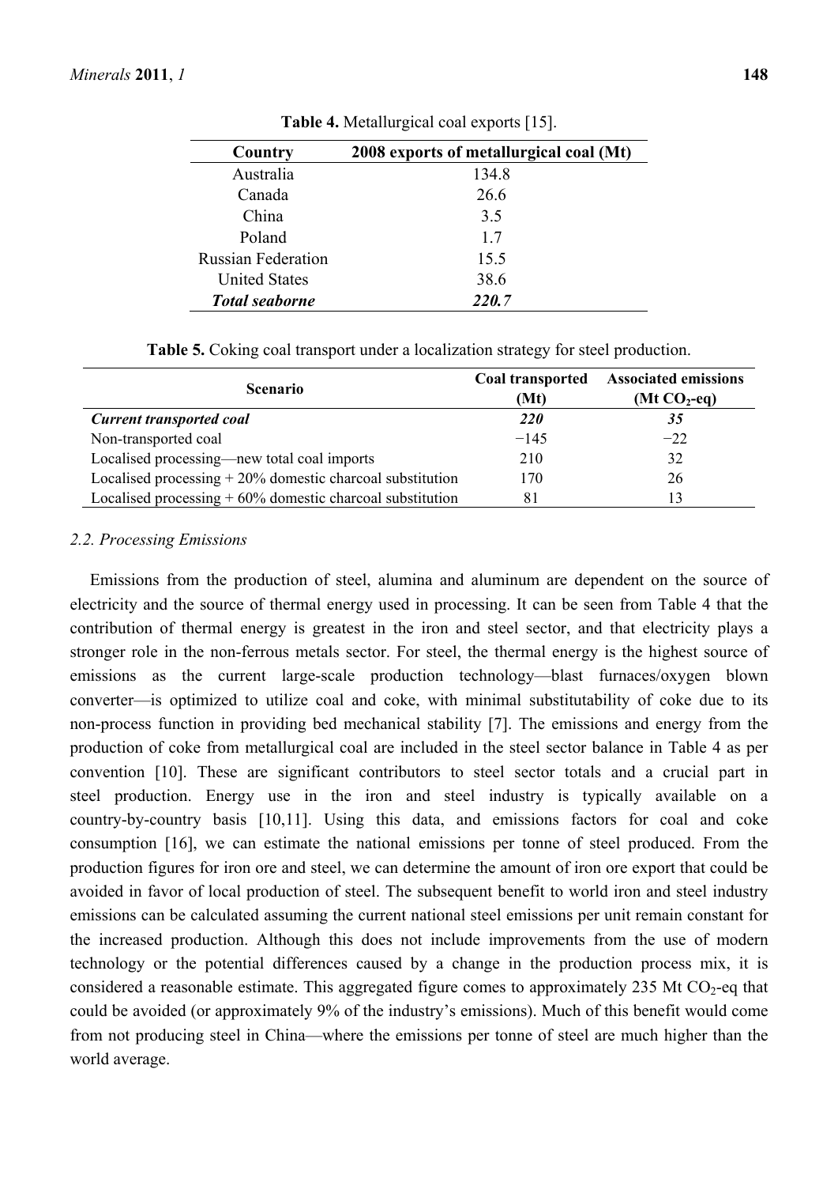**Table 4.** Metallurgical coal exports [15].

| Country | 2008 exports of metallurgical coal (Mt) |
| --- | --- |
| Australia | 134.8 |
| Canada | 26.6 |
| China | 3.5 |
| Poland | 1.7 |
| Russian Federation | 15.5 |
| United States | 38.6 |
| ***Total seaborne*** | ***220.7*** |

**Table 5.** Coking coal transport under a localization strategy for steel production.

| Scenario | Coal transported (Mt) | Associated emissions (Mt $CO_2$-eq) |
| --- | --- | --- |
| ***Current transported coal*** | ***220*** | ***35*** |
| Non-transported coal | −145 | −22 |
| Localised processing—new total coal imports | 210 | 32 |
| Localised processing + 20% domestic charcoal substitution | 170 | 26 |
| Localised processing + 60% domestic charcoal substitution | 81 | 13 |

### *2.2. Processing Emissions*

Emissions from the production of steel, alumina and aluminum are dependent on the source of electricity and the source of thermal energy used in processing. It can be seen from Table 4 that the contribution of thermal energy is greatest in the iron and steel sector, and that electricity plays a stronger role in the non-ferrous metals sector. For steel, the thermal energy is the highest source of emissions as the current large-scale production technology—blast furnaces/oxygen blown converter—is optimized to utilize coal and coke, with minimal substitutability of coke due to its non-process function in providing bed mechanical stability [7]. The emissions and energy from the production of coke from metallurgical coal are included in the steel sector balance in Table 4 as per convention [10]. These are significant contributors to steel sector totals and a crucial part in steel production. Energy use in the iron and steel industry is typically available on a country-by-country basis [10,11]. Using this data, and emissions factors for coal and coke consumption [16], we can estimate the national emissions per tonne of steel produced. From the production figures for iron ore and steel, we can determine the amount of iron ore export that could be avoided in favor of local production of steel. The subsequent benefit to world iron and steel industry emissions can be calculated assuming the current national steel emissions per unit remain constant for the increased production. Although this does not include improvements from the use of modern technology or the potential differences caused by a change in the production process mix, it is considered a reasonable estimate. This aggregated figure comes to approximately 235 Mt $CO_2$-eq that could be avoided (or approximately 9% of the industry's emissions). Much of this benefit would come from not producing steel in China—where the emissions per tonne of steel are much higher than the world average.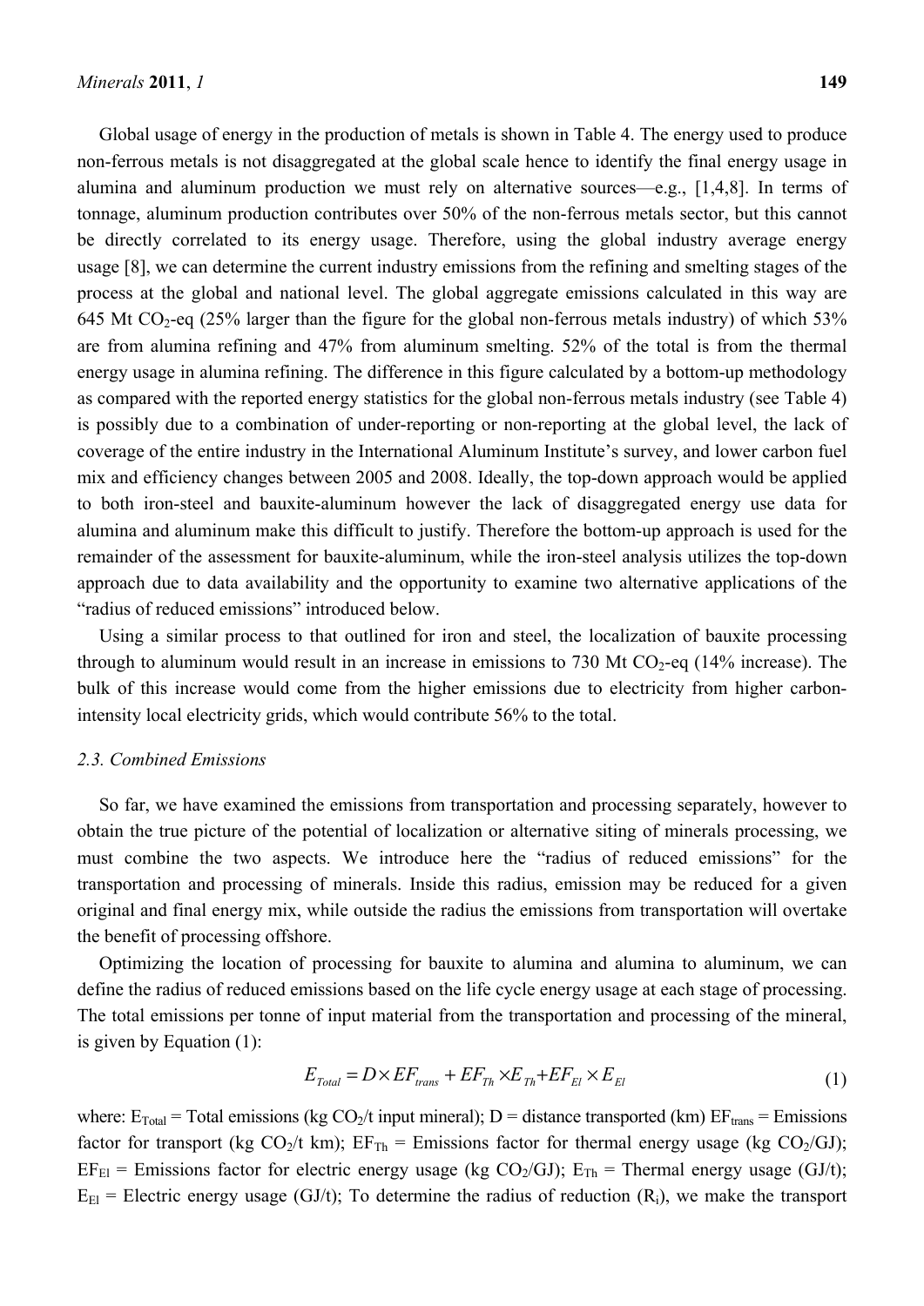Global usage of energy in the production of metals is shown in Table 4. The energy used to produce non-ferrous metals is not disaggregated at the global scale hence to identify the final energy usage in alumina and aluminum production we must rely on alternative sources—e.g., [1,4,8]. In terms of tonnage, aluminum production contributes over 50% of the non-ferrous metals sector, but this cannot be directly correlated to its energy usage. Therefore, using the global industry average energy usage [8], we can determine the current industry emissions from the refining and smelting stages of the process at the global and national level. The global aggregate emissions calculated in this way are 645 Mt $CO_2$-eq (25% larger than the figure for the global non-ferrous metals industry) of which 53% are from alumina refining and 47% from aluminum smelting. 52% of the total is from the thermal energy usage in alumina refining. The difference in this figure calculated by a bottom-up methodology as compared with the reported energy statistics for the global non-ferrous metals industry (see Table 4) is possibly due to a combination of under-reporting or non-reporting at the global level, the lack of coverage of the entire industry in the International Aluminum Institute's survey, and lower carbon fuel mix and efficiency changes between 2005 and 2008. Ideally, the top-down approach would be applied to both iron-steel and bauxite-aluminum however the lack of disaggregated energy use data for alumina and aluminum make this difficult to justify. Therefore the bottom-up approach is used for the remainder of the assessment for bauxite-aluminum, while the iron-steel analysis utilizes the top-down approach due to data availability and the opportunity to examine two alternative applications of the "radius of reduced emissions" introduced below.

Using a similar process to that outlined for iron and steel, the localization of bauxite processing through to aluminum would result in an increase in emissions to 730 Mt $CO_2$-eq (14% increase). The bulk of this increase would come from the higher emissions due to electricity from higher carbon-intensity local electricity grids, which would contribute 56% to the total.

### 2.3. Combined Emissions

So far, we have examined the emissions from transportation and processing separately, however to obtain the true picture of the potential of localization or alternative siting of minerals processing, we must combine the two aspects. We introduce here the "radius of reduced emissions" for the transportation and processing of minerals. Inside this radius, emission may be reduced for a given original and final energy mix, while outside the radius the emissions from transportation will overtake the benefit of processing offshore.

Optimizing the location of processing for bauxite to alumina and alumina to aluminum, we can define the radius of reduced emissions based on the life cycle energy usage at each stage of processing. The total emissions per tonne of input material from the transportation and processing of the mineral, is given by Equation (1):

$$E_{Total} = D \times EF_{trans} + EF_{Th} \times E_{Th} + EF_{El} \times E_{El} \tag{1}$$

where: $E_{Total}$ = Total emissions (kg $CO_2$/t input mineral); D = distance transported (km) $EF_{trans}$ = Emissions factor for transport (kg $CO_2$/t km); $EF_{Th}$ = Emissions factor for thermal energy usage (kg $CO_2$/GJ); $EF_{El}$ = Emissions factor for electric energy usage (kg $CO_2$/GJ); $E_{Th}$ = Thermal energy usage (GJ/t); $E_{El}$ = Electric energy usage (GJ/t); To determine the radius of reduction ($R_i$), we make the transport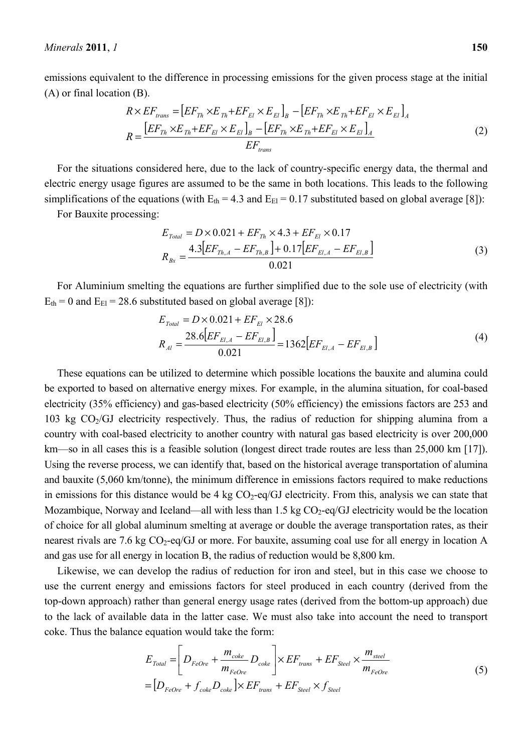emissions equivalent to the difference in processing emissions for the given process stage at the initial (A) or final location (B).

$$
\begin{aligned}
R \times EF_{trans} &= \left[EF_{Th} \times E_{Th} + EF_{El} \times E_{El}\right]_B - \left[EF_{Th} \times E_{Th} + EF_{El} \times E_{El}\right]_A \\
R &= \frac{\left[EF_{Th} \times E_{Th} + EF_{El} \times E_{El}\right]_B - \left[EF_{Th} \times E_{Th} + EF_{El} \times E_{El}\right]_A}{EF_{trans}}
\end{aligned} \tag{2}
$$

For the situations considered here, due to the lack of country-specific energy data, the thermal and electric energy usage figures are assumed to be the same in both locations. This leads to the following simplifications of the equations (with $E_{th} = 4.3$ and $E_{El} = 0.17$ substituted based on global average [8]):

For Bauxite processing:

$$
\begin{aligned}
E_{Total} &= D \times 0.021 + EF_{Th} \times 4.3 + EF_{El} \times 0.17 \\
R_{Bx} &= \frac{4.3\left[EF_{Th,A} - EF_{Th,B}\right] + 0.17\left[EF_{El,A} - EF_{El,B}\right]}{0.021}
\end{aligned} \tag{3}
$$

For Aluminium smelting the equations are further simplified due to the sole use of electricity (with $E_{th} = 0$ and $E_{El} = 28.6$ substituted based on global average [8]):

$$
\begin{aligned}
E_{Total} &= D \times 0.021 + EF_{El} \times 28.6 \\
R_{Al} &= \frac{28.6\left[EF_{El,A} - EF_{El,B}\right]}{0.021} = 1362\left[EF_{El,A} - EF_{El,B}\right]
\end{aligned} \tag{4}
$$

These equations can be utilized to determine which possible locations the bauxite and alumina could be exported to based on alternative energy mixes. For example, in the alumina situation, for coal-based electricity (35% efficiency) and gas-based electricity (50% efficiency) the emissions factors are 253 and 103 kg $CO_2$/GJ electricity respectively. Thus, the radius of reduction for shipping alumina from a country with coal-based electricity to another country with natural gas based electricity is over 200,000 km—so in all cases this is a feasible solution (longest direct trade routes are less than 25,000 km [17]). Using the reverse process, we can identify that, based on the historical average transportation of alumina and bauxite (5,060 km/tonne), the minimum difference in emissions factors required to make reductions in emissions for this distance would be 4 kg $CO_2$-eq/GJ electricity. From this, analysis we can state that Mozambique, Norway and Iceland—all with less than 1.5 kg $CO_2$-eq/GJ electricity would be the location of choice for all global aluminum smelting at average or double the average transportation rates, as their nearest rivals are 7.6 kg $CO_2$-eq/GJ or more. For bauxite, assuming coal use for all energy in location A and gas use for all energy in location B, the radius of reduction would be 8,800 km.

Likewise, we can develop the radius of reduction for iron and steel, but in this case we choose to use the current energy and emissions factors for steel produced in each country (derived from the top-down approach) rather than general energy usage rates (derived from the bottom-up approach) due to the lack of available data in the latter case. We must also take into account the need to transport coke. Thus the balance equation would take the form:

$$
\begin{aligned}
E_{Total} &= \left[D_{FeOre} + \frac{m_{coke}}{m_{FeOre}} D_{coke}\right] \times EF_{trans} + EF_{Steel} \times \frac{m_{steel}}{m_{FeOre}} \\
&= \left[D_{FeOre} + f_{coke} D_{coke}\right] \times EF_{trans} + EF_{Steel} \times f_{Steel}
\end{aligned} \tag{5}
$$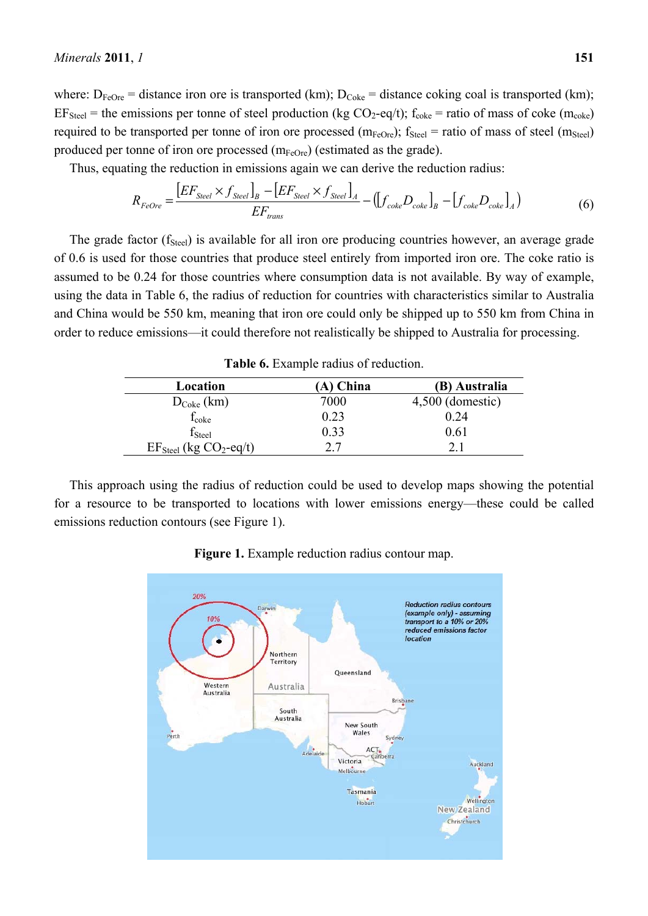where: $D_{FeOre}$ = distance iron ore is transported (km); $D_{Coke}$ = distance coking coal is transported (km); $EF_{Steel}$ = the emissions per tonne of steel production (kg $CO_2$-eq/t); $f_{coke}$ = ratio of mass of coke ($m_{coke}$) required to be transported per tonne of iron ore processed ($m_{FeOre}$); $f_{Steel}$ = ratio of mass of steel ($m_{Steel}$) produced per tonne of iron ore processed ($m_{FeOre}$) (estimated as the grade).

Thus, equating the reduction in emissions again we can derive the reduction radius:

$$R_{FeOre} = \frac{[EF_{Steel} \times f_{Steel}]_B - [EF_{Steel} \times f_{Steel}]_A}{EF_{trans}} - \left([f_{coke}D_{coke}]_B - [f_{coke}D_{coke}]_A\right) \quad (6)$$

The grade factor ($f_{Steel}$) is available for all iron ore producing countries however, an average grade of 0.6 is used for those countries that produce steel entirely from imported iron ore. The coke ratio is assumed to be 0.24 for those countries where consumption data is not available. By way of example, using the data in Table 6, the radius of reduction for countries with characteristics similar to Australia and China would be 550 km, meaning that iron ore could only be shipped up to 550 km from China in order to reduce emissions—it could therefore not realistically be shipped to Australia for processing.

**Table 6.** Example radius of reduction.

| Location | (A) China | (B) Australia |
|---|---|---|
| $D_{Coke}$ (km) | 7000 | 4,500 (domestic) |
| $f_{coke}$ | 0.23 | 0.24 |
| $f_{Steel}$ | 0.33 | 0.61 |
| $EF_{Steel}$ (kg $CO_2$-eq/t) | 2.7 | 2.1 |

This approach using the radius of reduction could be used to develop maps showing the potential for a resource to be transported to locations with lower emissions energy—these could be called emissions reduction contours (see Figure 1).

**Figure 1.** Example reduction radius contour map.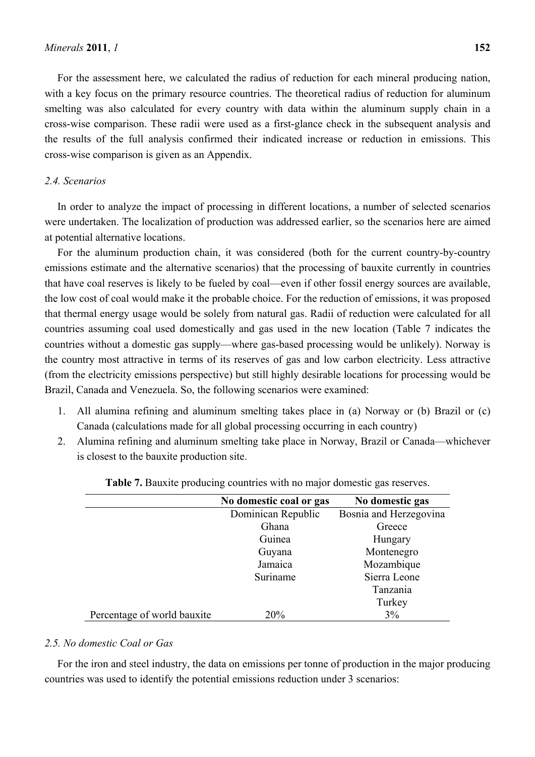For the assessment here, we calculated the radius of reduction for each mineral producing nation, with a key focus on the primary resource countries. The theoretical radius of reduction for aluminum smelting was also calculated for every country with data within the aluminum supply chain in a cross-wise comparison. These radii were used as a first-glance check in the subsequent analysis and the results of the full analysis confirmed their indicated increase or reduction in emissions. This cross-wise comparison is given as an Appendix.

### *2.4. Scenarios*

In order to analyze the impact of processing in different locations, a number of selected scenarios were undertaken. The localization of production was addressed earlier, so the scenarios here are aimed at potential alternative locations.

For the aluminum production chain, it was considered (both for the current country-by-country emissions estimate and the alternative scenarios) that the processing of bauxite currently in countries that have coal reserves is likely to be fueled by coal—even if other fossil energy sources are available, the low cost of coal would make it the probable choice. For the reduction of emissions, it was proposed that thermal energy usage would be solely from natural gas. Radii of reduction were calculated for all countries assuming coal used domestically and gas used in the new location (Table 7 indicates the countries without a domestic gas supply—where gas-based processing would be unlikely). Norway is the country most attractive in terms of its reserves of gas and low carbon electricity. Less attractive (from the electricity emissions perspective) but still highly desirable locations for processing would be Brazil, Canada and Venezuela. So, the following scenarios were examined:

1. All alumina refining and aluminum smelting takes place in (a) Norway or (b) Brazil or (c) Canada (calculations made for all global processing occurring in each country)
2. Alumina refining and aluminum smelting take place in Norway, Brazil or Canada—whichever is closest to the bauxite production site.

**Table 7.** Bauxite producing countries with no major domestic gas reserves.

| | No domestic coal or gas | No domestic gas |
|---|---|---|
| | Dominican Republic | Bosnia and Herzegovina |
| | Ghana | Greece |
| | Guinea | Hungary |
| | Guyana | Montenegro |
| | Jamaica | Mozambique |
| | Suriname | Sierra Leone |
| | | Tanzania |
| | | Turkey |
| Percentage of world bauxite | 20% | 3% |

### *2.5. No domestic Coal or Gas*

For the iron and steel industry, the data on emissions per tonne of production in the major producing countries was used to identify the potential emissions reduction under 3 scenarios: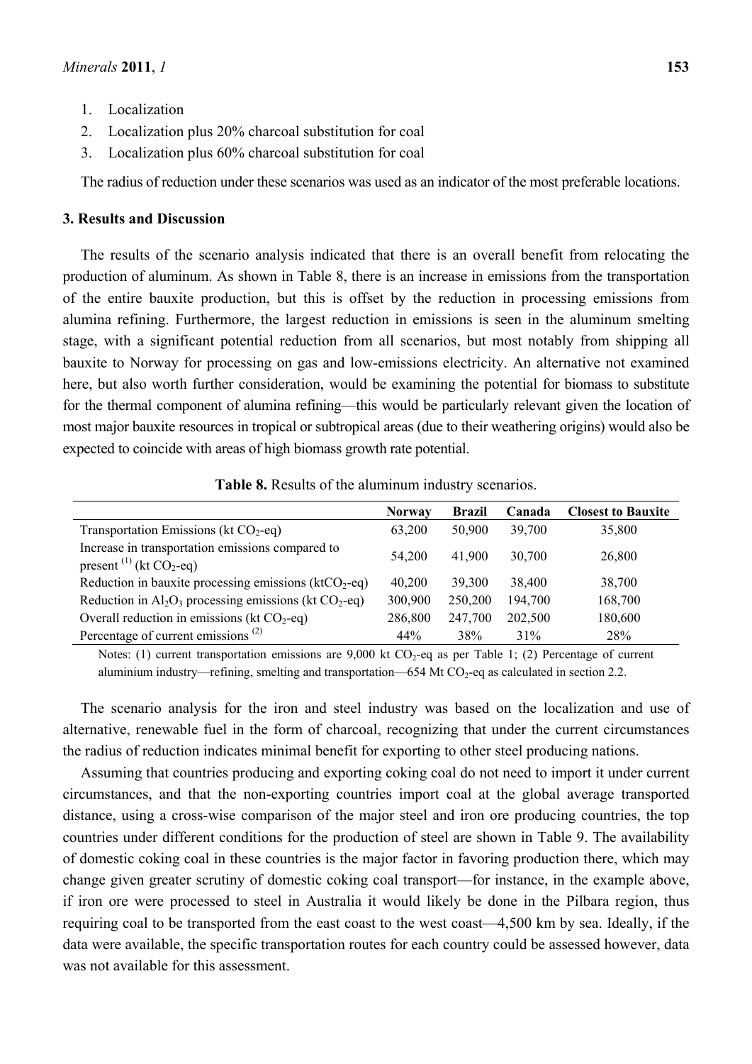1. Localization
2. Localization plus 20% charcoal substitution for coal
3. Localization plus 60% charcoal substitution for coal

The radius of reduction under these scenarios was used as an indicator of the most preferable locations.

## 3. Results and Discussion

The results of the scenario analysis indicated that there is an overall benefit from relocating the production of aluminum. As shown in Table 8, there is an increase in emissions from the transportation of the entire bauxite production, but this is offset by the reduction in processing emissions from alumina refining. Furthermore, the largest reduction in emissions is seen in the aluminum smelting stage, with a significant potential reduction from all scenarios, but most notably from shipping all bauxite to Norway for processing on gas and low-emissions electricity. An alternative not examined here, but also worth further consideration, would be examining the potential for biomass to substitute for the thermal component of alumina refining—this would be particularly relevant given the location of most major bauxite resources in tropical or subtropical areas (due to their weathering origins) would also be expected to coincide with areas of high biomass growth rate potential.

**Table 8.** Results of the aluminum industry scenarios.

| | Norway | Brazil | Canada | Closest to Bauxite |
|---|---|---|---|---|
| Transportation Emissions (kt $CO_2$-eq) | 63,200 | 50,900 | 39,700 | 35,800 |
| Increase in transportation emissions compared to present [(1)] (kt $CO_2$-eq) | 54,200 | 41,900 | 30,700 | 26,800 |
| Reduction in bauxite processing emissions (kt$CO_2$-eq) | 40,200 | 39,300 | 38,400 | 38,700 |
| Reduction in $Al_2O_3$ processing emissions (kt $CO_2$-eq) | 300,900 | 250,200 | 194,700 | 168,700 |
| Overall reduction in emissions (kt $CO_2$-eq) | 286,800 | 247,700 | 202,500 | 180,600 |
| Percentage of current emissions [(2)] | 44% | 38% | 31% | 28% |

Notes: (1) current transportation emissions are 9,000 kt $CO_2$-eq as per Table 1; (2) Percentage of current aluminium industry—refining, smelting and transportation—654 Mt $CO_2$-eq as calculated in section 2.2.

The scenario analysis for the iron and steel industry was based on the localization and use of alternative, renewable fuel in the form of charcoal, recognizing that under the current circumstances the radius of reduction indicates minimal benefit for exporting to other steel producing nations.

Assuming that countries producing and exporting coking coal do not need to import it under current circumstances, and that the non-exporting countries import coal at the global average transported distance, using a cross-wise comparison of the major steel and iron ore producing countries, the top countries under different conditions for the production of steel are shown in Table 9. The availability of domestic coking coal in these countries is the major factor in favoring production there, which may change given greater scrutiny of domestic coking coal transport—for instance, in the example above, if iron ore were processed to steel in Australia it would likely be done in the Pilbara region, thus requiring coal to be transported from the east coast to the west coast—4,500 km by sea. Ideally, if the data were available, the specific transportation routes for each country could be assessed however, data was not available for this assessment.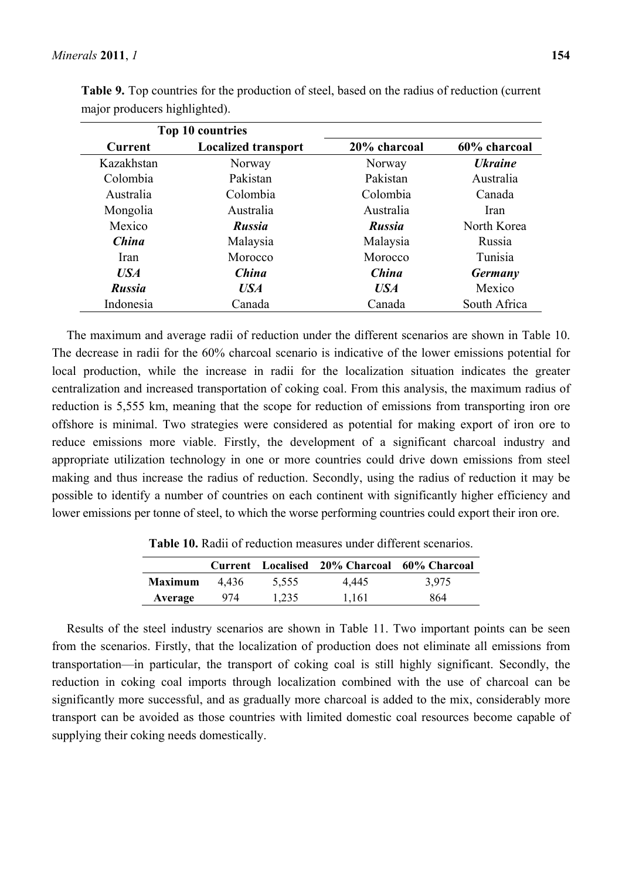**Table 9.** Top countries for the production of steel, based on the radius of reduction (current major producers highlighted).

| Top 10 countries | | | |
|---|---|---|---|
| **Current** | **Localized transport** | **20% charcoal** | **60% charcoal** |
| Kazakhstan | Norway | Norway | ***Ukraine*** |
| Colombia | Pakistan | Pakistan | Australia |
| Australia | Colombia | Colombia | Canada |
| Mongolia | Australia | Australia | Iran |
| Mexico | ***Russia*** | ***Russia*** | North Korea |
| ***China*** | Malaysia | Malaysia | Russia |
| Iran | Morocco | Morocco | Tunisia |
| ***USA*** | ***China*** | ***China*** | ***Germany*** |
| ***Russia*** | ***USA*** | ***USA*** | Mexico |
| Indonesia | Canada | Canada | South Africa |

The maximum and average radii of reduction under the different scenarios are shown in Table 10. The decrease in radii for the 60% charcoal scenario is indicative of the lower emissions potential for local production, while the increase in radii for the localization situation indicates the greater centralization and increased transportation of coking coal. From this analysis, the maximum radius of reduction is 5,555 km, meaning that the scope for reduction of emissions from transporting iron ore offshore is minimal. Two strategies were considered as potential for making export of iron ore to reduce emissions more viable. Firstly, the development of a significant charcoal industry and appropriate utilization technology in one or more countries could drive down emissions from steel making and thus increase the radius of reduction. Secondly, using the radius of reduction it may be possible to identify a number of countries on each continent with significantly higher efficiency and lower emissions per tonne of steel, to which the worse performing countries could export their iron ore.

**Table 10.** Radii of reduction measures under different scenarios.

| | Current | Localised | 20% Charcoal | 60% Charcoal |
|---|---|---|---|---|
| **Maximum** | 4,436 | 5,555 | 4,445 | 3,975 |
| **Average** | 974 | 1,235 | 1,161 | 864 |

Results of the steel industry scenarios are shown in Table 11. Two important points can be seen from the scenarios. Firstly, that the localization of production does not eliminate all emissions from transportation—in particular, the transport of coking coal is still highly significant. Secondly, the reduction in coking coal imports through localization combined with the use of charcoal can be significantly more successful, and as gradually more charcoal is added to the mix, considerably more transport can be avoided as those countries with limited domestic coal resources become capable of supplying their coking needs domestically.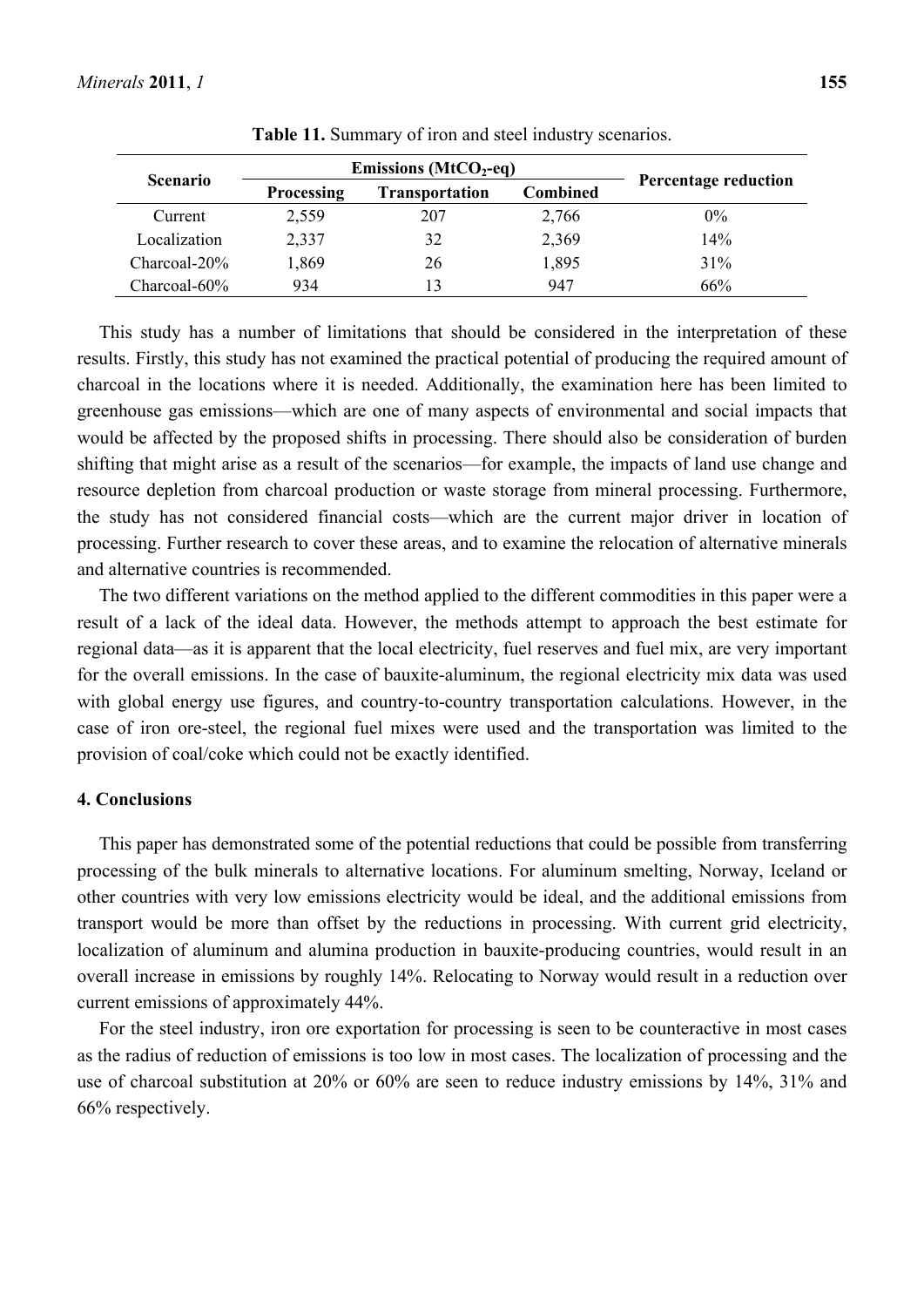**Table 11.** Summary of iron and steel industry scenarios.

| Scenario | Emissions ($MtCO_2$-eq) | | | Percentage reduction |
|---|---|---|---|---|
| | Processing | Transportation | Combined | |
| Current | 2,559 | 207 | 2,766 | 0% |
| Localization | 2,337 | 32 | 2,369 | 14% |
| Charcoal-20% | 1,869 | 26 | 1,895 | 31% |
| Charcoal-60% | 934 | 13 | 947 | 66% |

This study has a number of limitations that should be considered in the interpretation of these results. Firstly, this study has not examined the practical potential of producing the required amount of charcoal in the locations where it is needed. Additionally, the examination here has been limited to greenhouse gas emissions—which are one of many aspects of environmental and social impacts that would be affected by the proposed shifts in processing. There should also be consideration of burden shifting that might arise as a result of the scenarios—for example, the impacts of land use change and resource depletion from charcoal production or waste storage from mineral processing. Furthermore, the study has not considered financial costs—which are the current major driver in location of processing. Further research to cover these areas, and to examine the relocation of alternative minerals and alternative countries is recommended.

The two different variations on the method applied to the different commodities in this paper were a result of a lack of the ideal data. However, the methods attempt to approach the best estimate for regional data—as it is apparent that the local electricity, fuel reserves and fuel mix, are very important for the overall emissions. In the case of bauxite-aluminum, the regional electricity mix data was used with global energy use figures, and country-to-country transportation calculations. However, in the case of iron ore-steel, the regional fuel mixes were used and the transportation was limited to the provision of coal/coke which could not be exactly identified.

## 4. Conclusions

This paper has demonstrated some of the potential reductions that could be possible from transferring processing of the bulk minerals to alternative locations. For aluminum smelting, Norway, Iceland or other countries with very low emissions electricity would be ideal, and the additional emissions from transport would be more than offset by the reductions in processing. With current grid electricity, localization of aluminum and alumina production in bauxite-producing countries, would result in an overall increase in emissions by roughly 14%. Relocating to Norway would result in a reduction over current emissions of approximately 44%.

For the steel industry, iron ore exportation for processing is seen to be counteractive in most cases as the radius of reduction of emissions is too low in most cases. The localization of processing and the use of charcoal substitution at 20% or 60% are seen to reduce industry emissions by 14%, 31% and 66% respectively.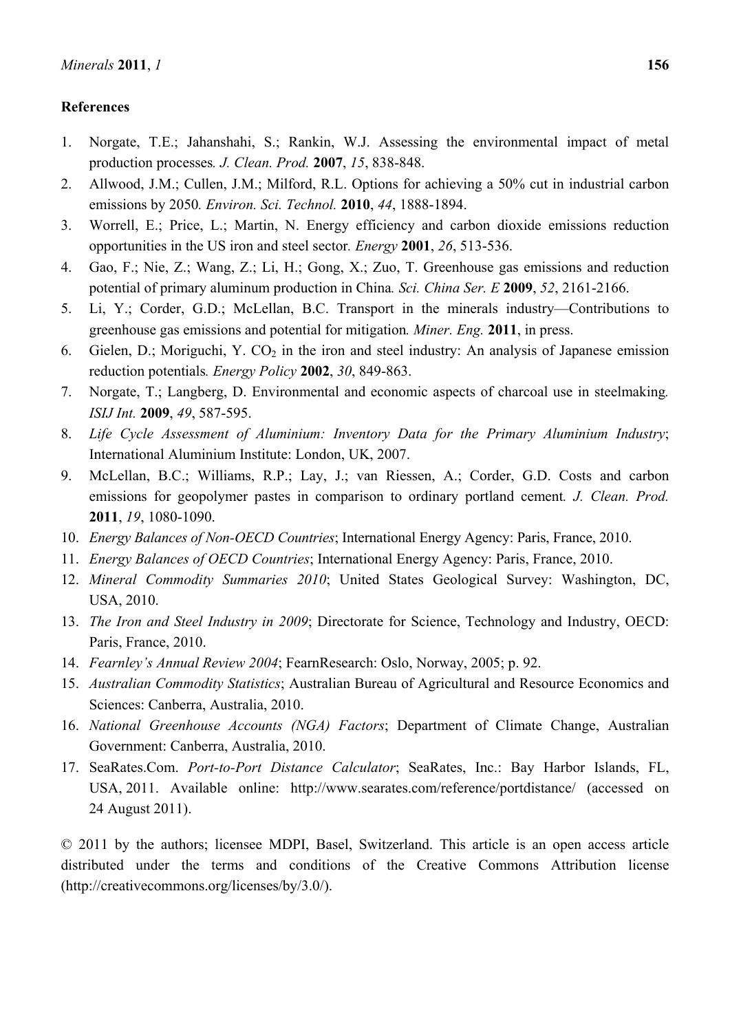## References

1. Norgate, T.E.; Jahanshahi, S.; Rankin, W.J. Assessing the environmental impact of metal production processes. *J. Clean. Prod.* **2007**, *15*, 838-848.
2. Allwood, J.M.; Cullen, J.M.; Milford, R.L. Options for achieving a 50% cut in industrial carbon emissions by 2050. *Environ. Sci. Technol.* **2010**, *44*, 1888-1894.
3. Worrell, E.; Price, L.; Martin, N. Energy efficiency and carbon dioxide emissions reduction opportunities in the US iron and steel sector. *Energy* **2001**, *26*, 513-536.
4. Gao, F.; Nie, Z.; Wang, Z.; Li, H.; Gong, X.; Zuo, T. Greenhouse gas emissions and reduction potential of primary aluminum production in China. *Sci. China Ser. E* **2009**, *52*, 2161-2166.
5. Li, Y.; Corder, G.D.; McLellan, B.C. Transport in the minerals industry—Contributions to greenhouse gas emissions and potential for mitigation. *Miner. Eng.* **2011**, in press.
6. Gielen, D.; Moriguchi, Y. $CO_2$ in the iron and steel industry: An analysis of Japanese emission reduction potentials. *Energy Policy* **2002**, *30*, 849-863.
7. Norgate, T.; Langberg, D. Environmental and economic aspects of charcoal use in steelmaking. *ISIJ Int.* **2009**, *49*, 587-595.
8. *Life Cycle Assessment of Aluminium: Inventory Data for the Primary Aluminium Industry*; International Aluminium Institute: London, UK, 2007.
9. McLellan, B.C.; Williams, R.P.; Lay, J.; van Riessen, A.; Corder, G.D. Costs and carbon emissions for geopolymer pastes in comparison to ordinary portland cement. *J. Clean. Prod.* **2011**, *19*, 1080-1090.
10. *Energy Balances of Non-OECD Countries*; International Energy Agency: Paris, France, 2010.
11. *Energy Balances of OECD Countries*; International Energy Agency: Paris, France, 2010.
12. *Mineral Commodity Summaries 2010*; United States Geological Survey: Washington, DC, USA, 2010.
13. *The Iron and Steel Industry in 2009*; Directorate for Science, Technology and Industry, OECD: Paris, France, 2010.
14. *Fearnley's Annual Review 2004*; FearnResearch: Oslo, Norway, 2005; p. 92.
15. *Australian Commodity Statistics*; Australian Bureau of Agricultural and Resource Economics and Sciences: Canberra, Australia, 2010.
16. *National Greenhouse Accounts (NGA) Factors*; Department of Climate Change, Australian Government: Canberra, Australia, 2010.
17. SeaRates.Com. *Port-to-Port Distance Calculator*; SeaRates, Inc.: Bay Harbor Islands, FL, USA, 2011. Available online: http://www.searates.com/reference/portdistance/ (accessed on 24 August 2011).

© 2011 by the authors; licensee MDPI, Basel, Switzerland. This article is an open access article distributed under the terms and conditions of the Creative Commons Attribution license (http://creativecommons.org/licenses/by/3.0/).